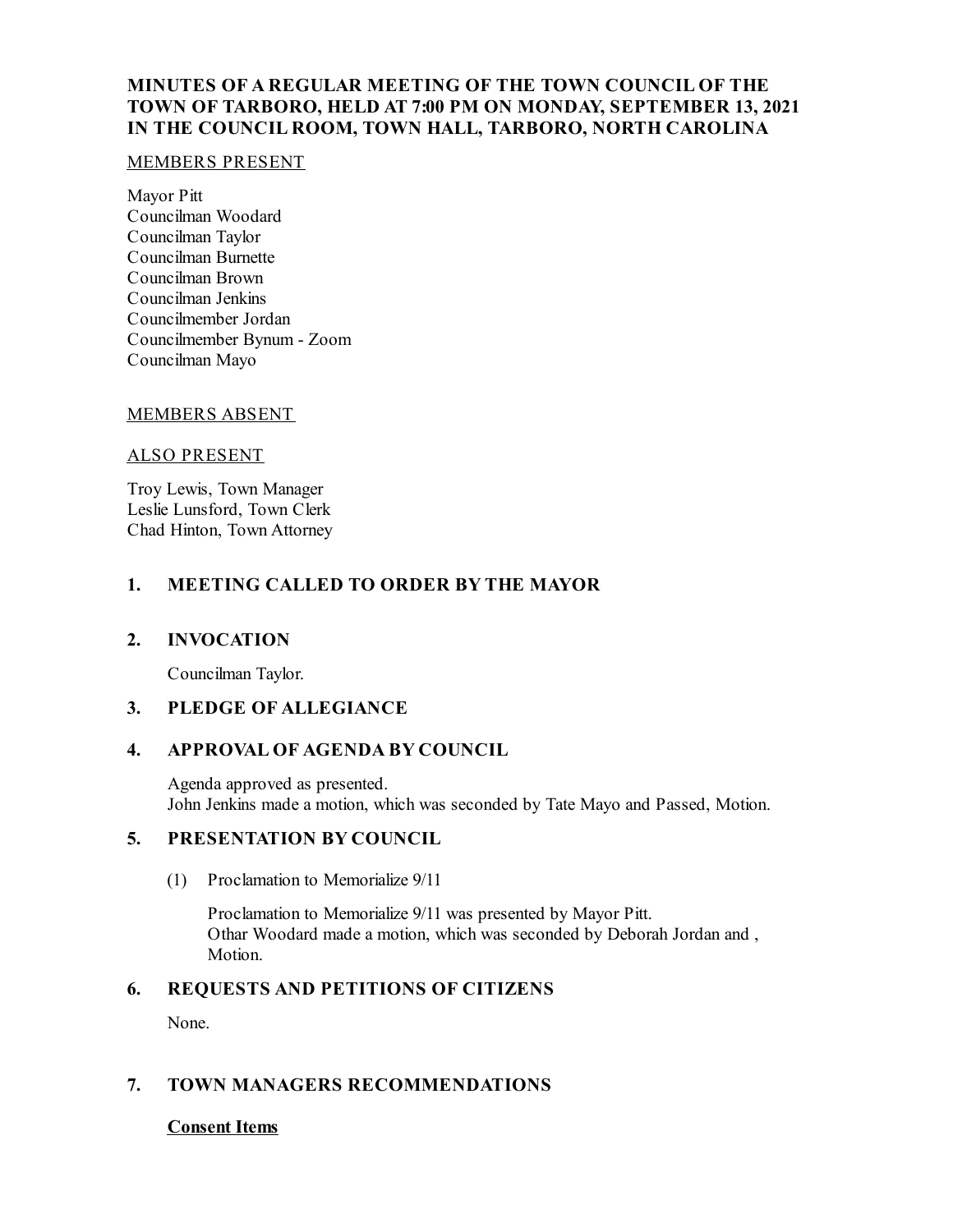# MINUTES OF A REGULAR MEETING OF THE TOWN COUNCIL OF THE TOWN OF TARBORO, HELD AT 7:00 PM ON MONDAY, SEPTEMBER 13, 2021 IN THE COUNCIL ROOM, TOWN HALL, TARBORO, NORTH CAROLINA

MEMBERS PRESENT

Mayor Pitt
Councilman Woodard
Councilman Taylor
Councilman Burnette
Councilman Brown
Councilman Jenkins
Councilmember Jordan
Councilmember Bynum - Zoom
Councilman Mayo

MEMBERS ABSENT

ALSO PRESENT

Troy Lewis, Town Manager
Leslie Lunsford, Town Clerk
Chad Hinton, Town Attorney

## 1. MEETING CALLED TO ORDER BY THE MAYOR

## 2. INVOCATION

Councilman Taylor.

## 3. PLEDGE OF ALLEGIANCE

## 4. APPROVAL OF AGENDA BY COUNCIL

Agenda approved as presented.
John Jenkins made a motion, which was seconded by Tate Mayo and Passed, Motion.

## 5. PRESENTATION BY COUNCIL

(1) Proclamation to Memorialize 9/11

Proclamation to Memorialize 9/11 was presented by Mayor Pitt.
Othar Woodard made a motion, which was seconded by Deborah Jordan and , Motion.

## 6. REQUESTS AND PETITIONS OF CITIZENS

None.

## 7. TOWN MANAGERS RECOMMENDATIONS

**Consent Items**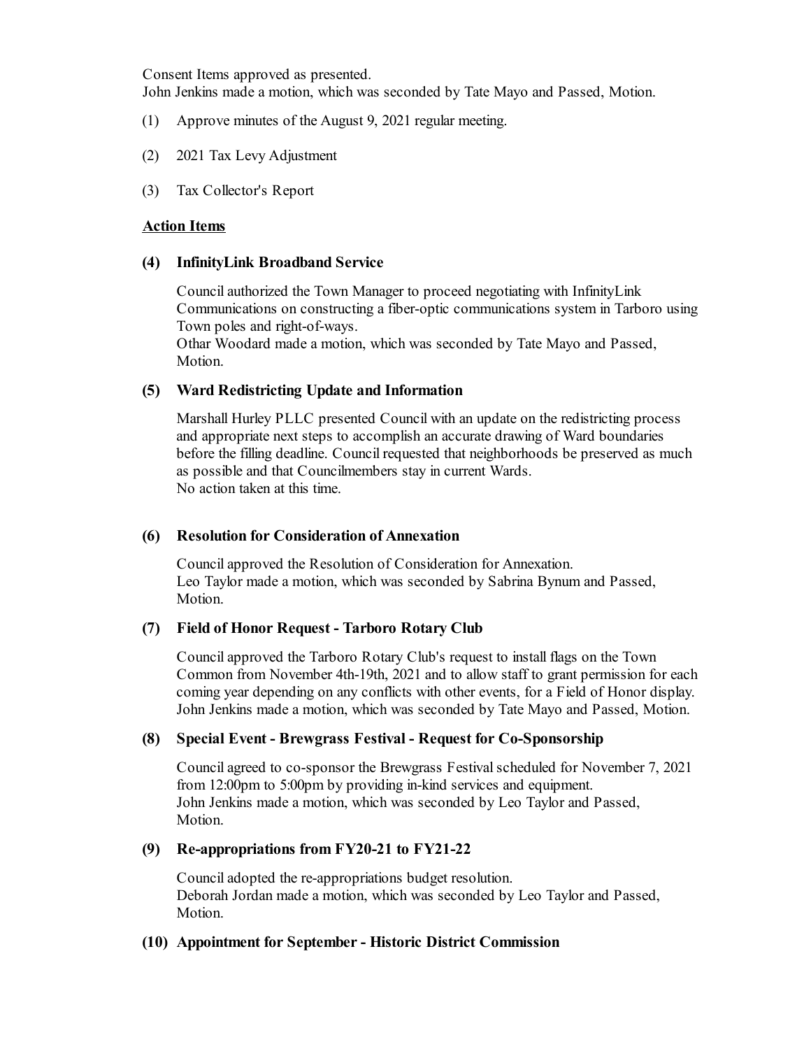Consent Items approved as presented.
John Jenkins made a motion, which was seconded by Tate Mayo and Passed, Motion.

(1) Approve minutes of the August 9, 2021 regular meeting.

(2) 2021 Tax Levy Adjustment

(3) Tax Collector's Report

**Action Items**

**(4) InfinityLink Broadband Service**

Council authorized the Town Manager to proceed negotiating with InfinityLink Communications on constructing a fiber-optic communications system in Tarboro using Town poles and right-of-ways.
Othar Woodard made a motion, which was seconded by Tate Mayo and Passed, Motion.

**(5) Ward Redistricting Update and Information**

Marshall Hurley PLLC presented Council with an update on the redistricting process and appropriate next steps to accomplish an accurate drawing of Ward boundaries before the filling deadline. Council requested that neighborhoods be preserved as much as possible and that Councilmembers stay in current Wards.
No action taken at this time.

**(6) Resolution for Consideration of Annexation**

Council approved the Resolution of Consideration for Annexation.
Leo Taylor made a motion, which was seconded by Sabrina Bynum and Passed, Motion.

**(7) Field of Honor Request - Tarboro Rotary Club**

Council approved the Tarboro Rotary Club's request to install flags on the Town Common from November 4th-19th, 2021 and to allow staff to grant permission for each coming year depending on any conflicts with other events, for a Field of Honor display.
John Jenkins made a motion, which was seconded by Tate Mayo and Passed, Motion.

**(8) Special Event - Brewgrass Festival - Request for Co-Sponsorship**

Council agreed to co-sponsor the Brewgrass Festival scheduled for November 7, 2021 from 12:00pm to 5:00pm by providing in-kind services and equipment.
John Jenkins made a motion, which was seconded by Leo Taylor and Passed, Motion.

**(9) Re-appropriations from FY20-21 to FY21-22**

Council adopted the re-appropriations budget resolution.
Deborah Jordan made a motion, which was seconded by Leo Taylor and Passed, Motion.

**(10) Appointment for September - Historic District Commission**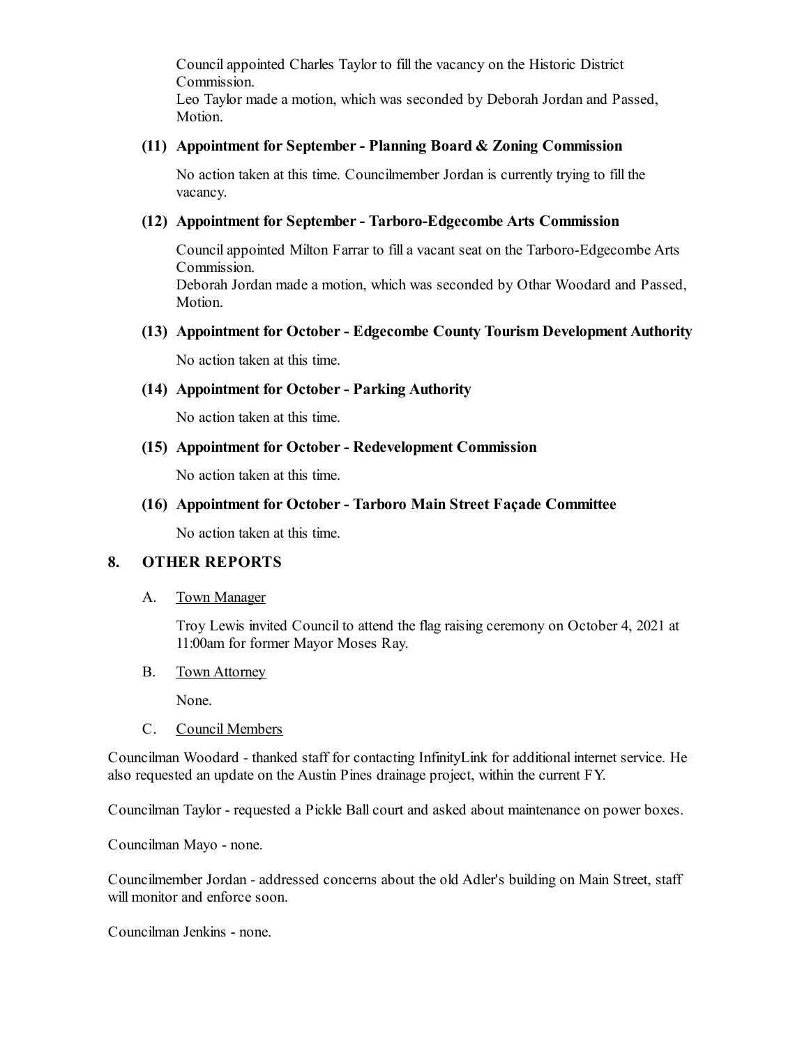Council appointed Charles Taylor to fill the vacancy on the Historic District Commission.
Leo Taylor made a motion, which was seconded by Deborah Jordan and Passed, Motion.

**(11) Appointment for September - Planning Board & Zoning Commission**

No action taken at this time. Councilmember Jordan is currently trying to fill the vacancy.

**(12) Appointment for September - Tarboro-Edgecombe Arts Commission**

Council appointed Milton Farrar to fill a vacant seat on the Tarboro-Edgecombe Arts Commission.
Deborah Jordan made a motion, which was seconded by Othar Woodard and Passed, Motion.

**(13) Appointment for October - Edgecombe County Tourism Development Authority**

No action taken at this time.

**(14) Appointment for October - Parking Authority**

No action taken at this time.

**(15) Appointment for October - Redevelopment Commission**

No action taken at this time.

**(16) Appointment for October - Tarboro Main Street Façade Committee**

No action taken at this time.

## 8. OTHER REPORTS

A. Town Manager

Troy Lewis invited Council to attend the flag raising ceremony on October 4, 2021 at 11:00am for former Mayor Moses Ray.

B. Town Attorney

None.

C. Council Members

Councilman Woodard - thanked staff for contacting InfinityLink for additional internet service. He also requested an update on the Austin Pines drainage project, within the current FY.

Councilman Taylor - requested a Pickle Ball court and asked about maintenance on power boxes.

Councilman Mayo - none.

Councilmember Jordan - addressed concerns about the old Adler's building on Main Street, staff will monitor and enforce soon.

Councilman Jenkins - none.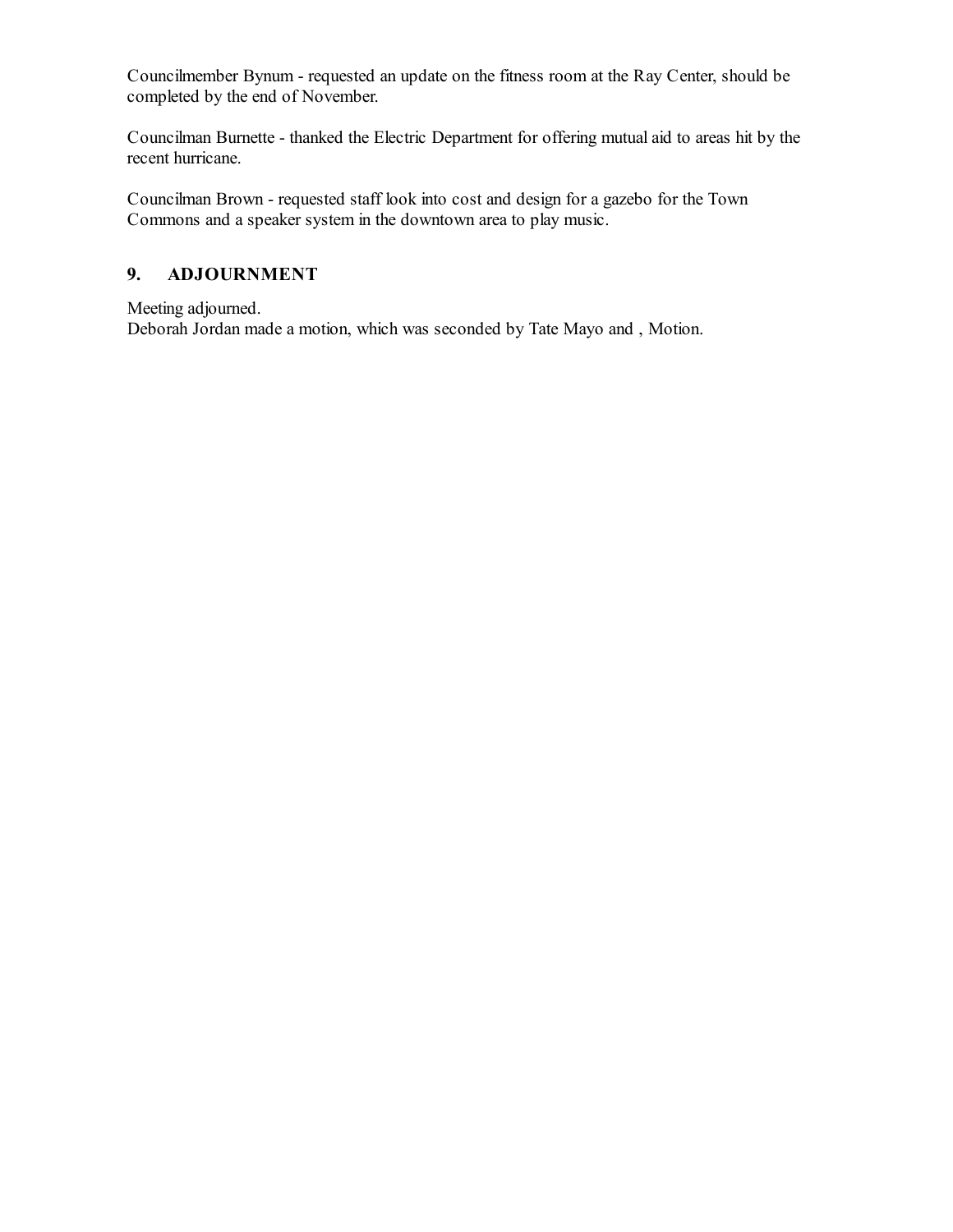Councilmember Bynum - requested an update on the fitness room at the Ray Center, should be completed by the end of November.

Councilman Burnette - thanked the Electric Department for offering mutual aid to areas hit by the recent hurricane.

Councilman Brown - requested staff look into cost and design for a gazebo for the Town Commons and a speaker system in the downtown area to play music.

## 9. ADJOURNMENT

Meeting adjourned.
Deborah Jordan made a motion, which was seconded by Tate Mayo and , Motion.